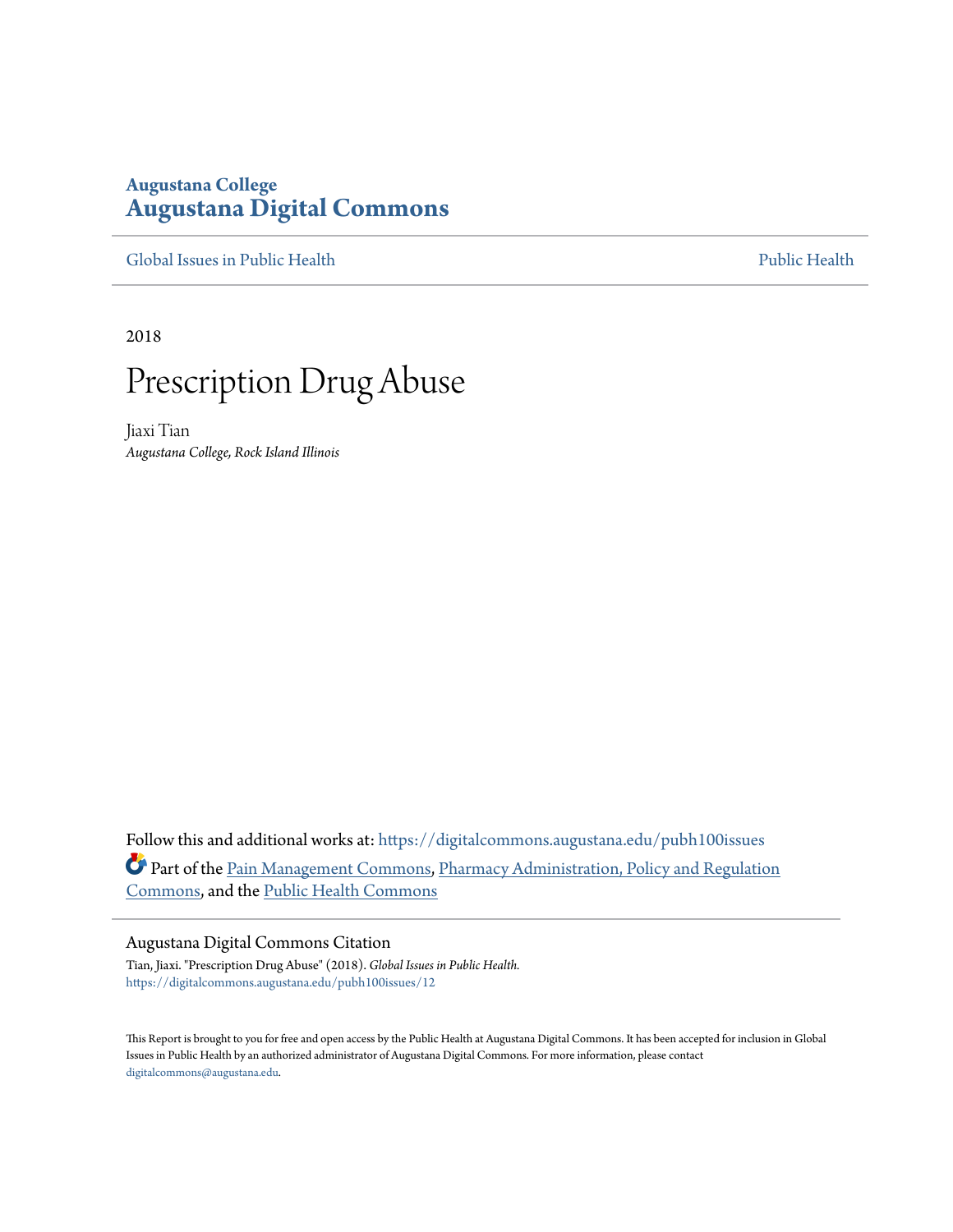Augustana College
**Augustana Digital Commons**

Global Issues in Public Health — Public Health

2018

# Prescription Drug Abuse

Jiaxi Tian
*Augustana College, Rock Island Illinois*

Follow this and additional works at: https://digitalcommons.augustana.edu/pubh100issues

Part of the Pain Management Commons, Pharmacy Administration, Policy and Regulation Commons, and the Public Health Commons

Augustana Digital Commons Citation

Tian, Jiaxi. "Prescription Drug Abuse" (2018). *Global Issues in Public Health.*
https://digitalcommons.augustana.edu/pubh100issues/12

This Report is brought to you for free and open access by the Public Health at Augustana Digital Commons. It has been accepted for inclusion in Global Issues in Public Health by an authorized administrator of Augustana Digital Commons. For more information, please contact digitalcommons@augustana.edu.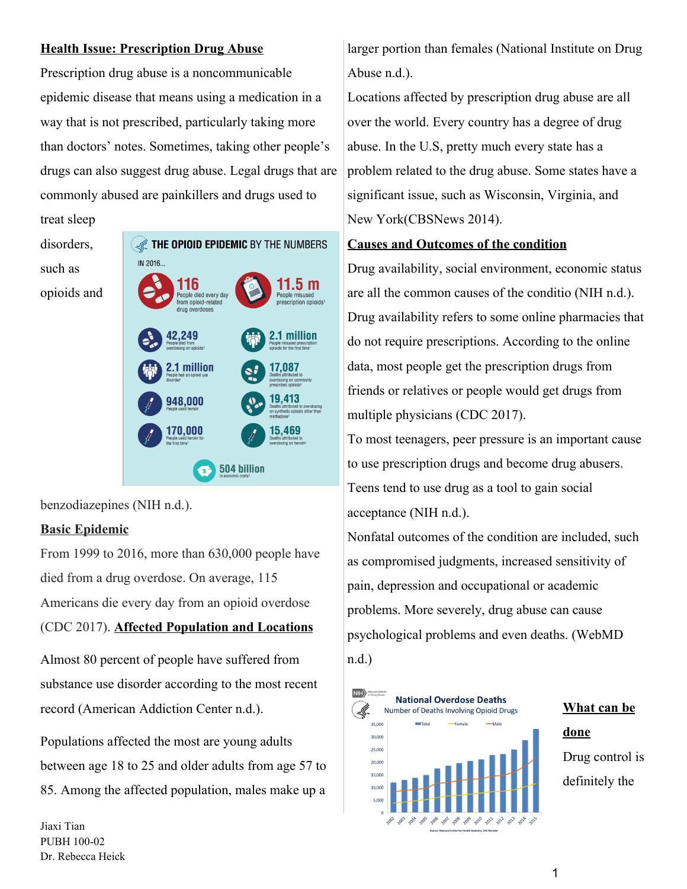**Health Issue: Prescription Drug Abuse**

Prescription drug abuse is a noncommunicable epidemic disease that means using a medication in a way that is not prescribed, particularly taking more than doctors' notes. Sometimes, taking other people's drugs can also suggest drug abuse. Legal drugs that are commonly abused are painkillers and drugs used to treat sleep disorders, such as opioids and benzodiazepines (NIH n.d.).

THE OPIOID EPIDEMIC BY THE NUMBERS

IN 2016...

- 116 People died every day from opioid-related drug overdoses
- 11.5 m People misused prescription opioids[1]
- 42,249 People died from overdosing on opioids[2]
- 2.1 million People misused prescription opioids for the first time[1]
- 2.1 million People had an opioid use disorder[1]
- 17,087 Deaths attributed to overdosing on commonly prescribed opioids[2]
- 948,000 People used heroin[1]
- 19,413 Deaths attributed to overdosing on synthetic opioids other than methadone[2]
- 170,000 People used heroin for the first time[1]
- 15,469 Deaths attributed to overdosing on heroin[2]
- 504 billion In economic costs[3]

**Basic Epidemic**

From 1999 to 2016, more than 630,000 people have died from a drug overdose. On average, 115 Americans die every day from an opioid overdose (CDC 2017).

**Affected Population and Locations**

Almost 80 percent of people have suffered from substance use disorder according to the most recent record (American Addiction Center n.d.).

Populations affected the most are young adults between age 18 to 25 and older adults from age 57 to 85. Among the affected population, males make up a larger portion than females (National Institute on Drug Abuse n.d.).

Locations affected by prescription drug abuse are all over the world. Every country has a degree of drug abuse. In the U.S, pretty much every state has a problem related to the drug abuse. Some states have a significant issue, such as Wisconsin, Virginia, and New York(CBSNews 2014).

**Causes and Outcomes of the condition**

Drug availability, social environment, economic status are all the common causes of the conditio (NIH n.d.). Drug availability refers to some online pharmacies that do not require prescriptions. According to the online data, most people get the prescription drugs from friends or relatives or people would get drugs from multiple physicians (CDC 2017).

To most teenagers, peer pressure is an important cause to use prescription drugs and become drug abusers. Teens tend to use drug as a tool to gain social acceptance (NIH n.d.).

Nonfatal outcomes of the condition are included, such as compromised judgments, increased sensitivity of pain, depression and occupational or academic problems. More severely, drug abuse can cause psychological problems and even deaths. (WebMD n.d.)

National Overdose Deaths
Number of Deaths Involving Opioid Drugs

Source: National Center for Health Statistics, CDC Wonder

**What can be done**

Drug control is definitely the

Jiaxi Tian
PUBH 100-02
Dr. Rebecca Heick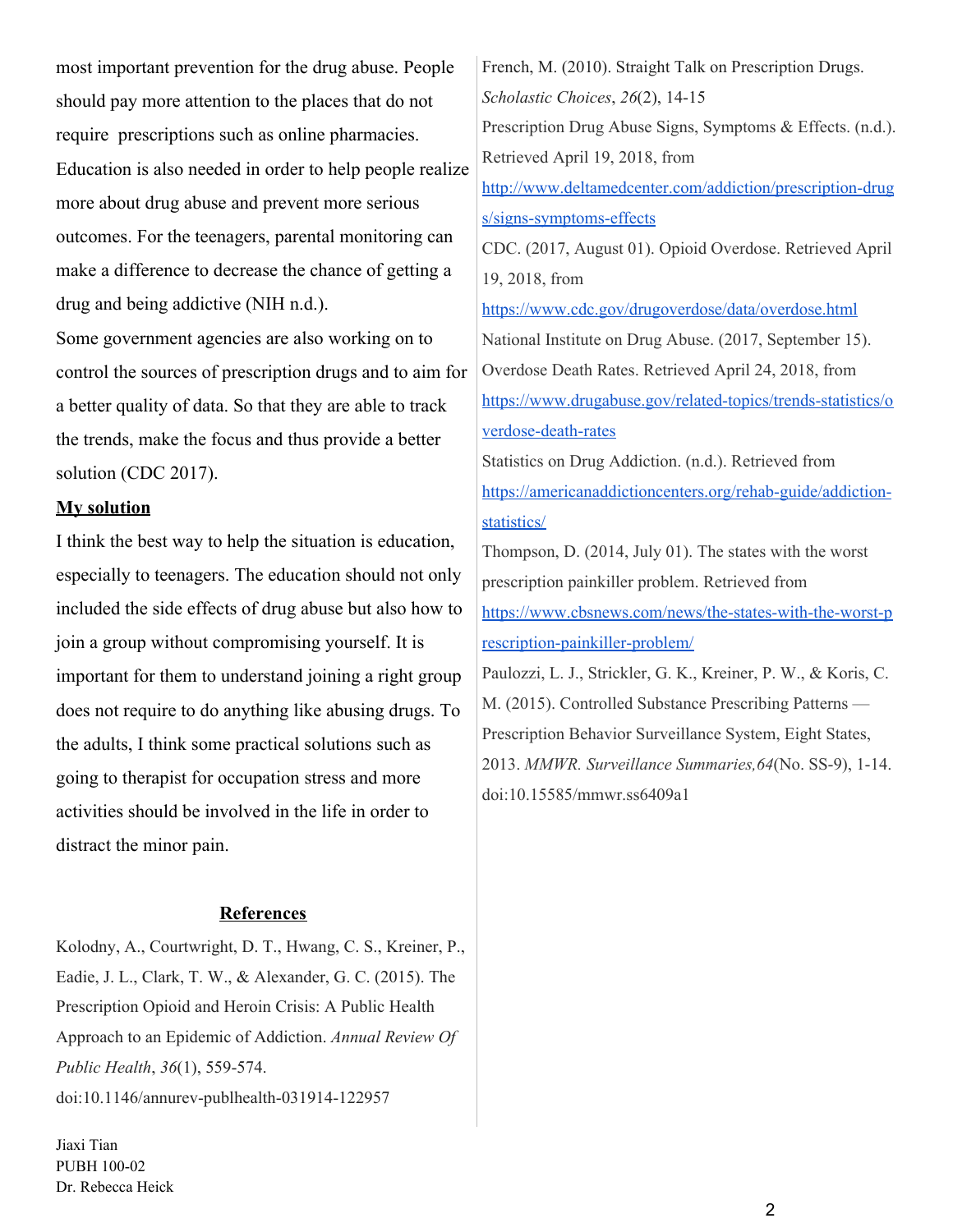most important prevention for the drug abuse. People should pay more attention to the places that do not require prescriptions such as online pharmacies. Education is also needed in order to help people realize more about drug abuse and prevent more serious outcomes. For the teenagers, parental monitoring can make a difference to decrease the chance of getting a drug and being addictive (NIH n.d.).

Some government agencies are also working on to control the sources of prescription drugs and to aim for a better quality of data. So that they are able to track the trends, make the focus and thus provide a better solution (CDC 2017).

**My solution**

I think the best way to help the situation is education, especially to teenagers. The education should not only included the side effects of drug abuse but also how to join a group without compromising yourself. It is important for them to understand joining a right group does not require to do anything like abusing drugs. To the adults, I think some practical solutions such as going to therapist for occupation stress and more activities should be involved in the life in order to distract the minor pain.

## References

Kolodny, A., Courtwright, D. T., Hwang, C. S., Kreiner, P., Eadie, J. L., Clark, T. W., & Alexander, G. C. (2015). The Prescription Opioid and Heroin Crisis: A Public Health Approach to an Epidemic of Addiction. *Annual Review Of Public Health*, *36*(1), 559-574. doi:10.1146/annurev-publhealth-031914-122957

French, M. (2010). Straight Talk on Prescription Drugs. *Scholastic Choices*, *26*(2), 14-15

Prescription Drug Abuse Signs, Symptoms & Effects. (n.d.). Retrieved April 19, 2018, from http://www.deltamedcenter.com/addiction/prescription-drugs/signs-symptoms-effects

CDC. (2017, August 01). Opioid Overdose. Retrieved April 19, 2018, from https://www.cdc.gov/drugoverdose/data/overdose.html

National Institute on Drug Abuse. (2017, September 15). Overdose Death Rates. Retrieved April 24, 2018, from https://www.drugabuse.gov/related-topics/trends-statistics/overdose-death-rates

Statistics on Drug Addiction. (n.d.). Retrieved from https://americanaddictioncenters.org/rehab-guide/addiction-statistics/

Thompson, D. (2014, July 01). The states with the worst prescription painkiller problem. Retrieved from https://www.cbsnews.com/news/the-states-with-the-worst-prescription-painkiller-problem/

Paulozzi, L. J., Strickler, G. K., Kreiner, P. W., & Koris, C. M. (2015). Controlled Substance Prescribing Patterns — Prescription Behavior Surveillance System, Eight States, 2013. *MMWR. Surveillance Summaries,64*(No. SS-9), 1-14. doi:10.15585/mmwr.ss6409a1

Jiaxi Tian
PUBH 100-02
Dr. Rebecca Heick